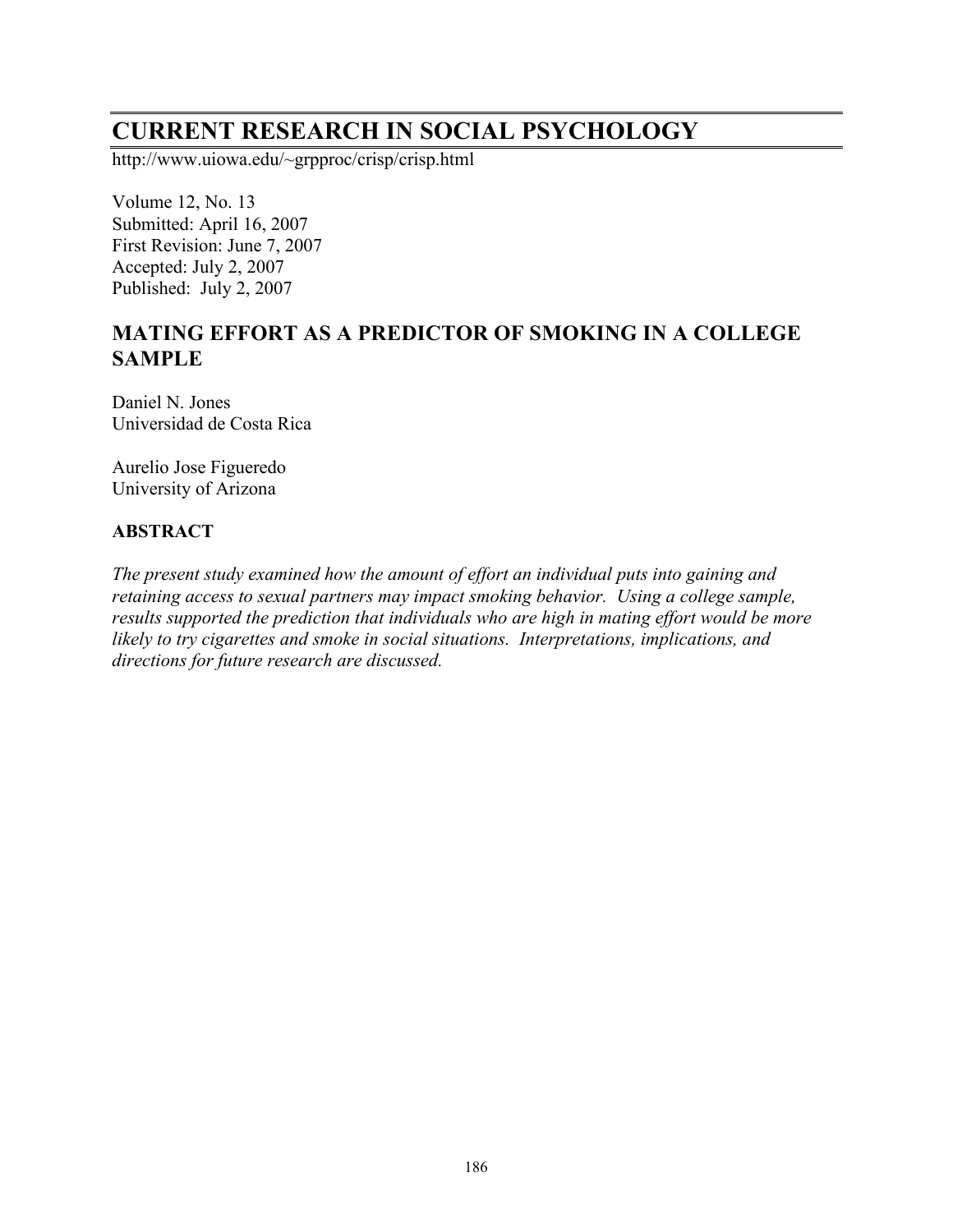# CURRENT RESEARCH IN SOCIAL PSYCHOLOGY

http://www.uiowa.edu/~grpproc/crisp/crisp.html

Volume 12, No. 13
Submitted: April 16, 2007
First Revision: June 7, 2007
Accepted: July 2, 2007
Published: July 2, 2007

## MATING EFFORT AS A PREDICTOR OF SMOKING IN A COLLEGE SAMPLE

Daniel N. Jones
Universidad de Costa Rica

Aurelio Jose Figueredo
University of Arizona

### ABSTRACT

*The present study examined how the amount of effort an individual puts into gaining and retaining access to sexual partners may impact smoking behavior. Using a college sample, results supported the prediction that individuals who are high in mating effort would be more likely to try cigarettes and smoke in social situations. Interpretations, implications, and directions for future research are discussed.*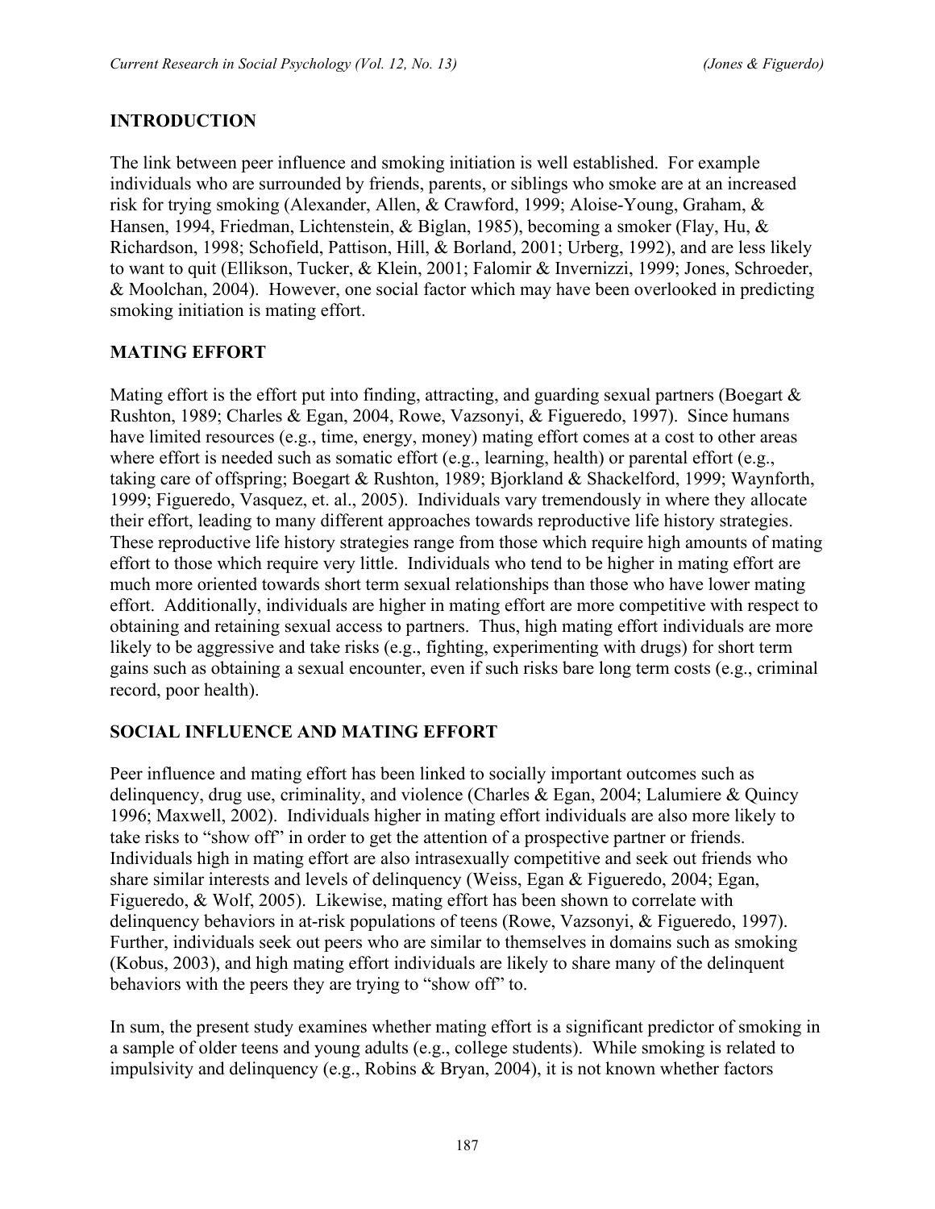## INTRODUCTION

The link between peer influence and smoking initiation is well established. For example individuals who are surrounded by friends, parents, or siblings who smoke are at an increased risk for trying smoking (Alexander, Allen, & Crawford, 1999; Aloise-Young, Graham, & Hansen, 1994, Friedman, Lichtenstein, & Biglan, 1985), becoming a smoker (Flay, Hu, & Richardson, 1998; Schofield, Pattison, Hill, & Borland, 2001; Urberg, 1992), and are less likely to want to quit (Ellikson, Tucker, & Klein, 2001; Falomir & Invernizzi, 1999; Jones, Schroeder, & Moolchan, 2004). However, one social factor which may have been overlooked in predicting smoking initiation is mating effort.

## MATING EFFORT

Mating effort is the effort put into finding, attracting, and guarding sexual partners (Boegart & Rushton, 1989; Charles & Egan, 2004, Rowe, Vazsonyi, & Figueredo, 1997). Since humans have limited resources (e.g., time, energy, money) mating effort comes at a cost to other areas where effort is needed such as somatic effort (e.g., learning, health) or parental effort (e.g., taking care of offspring; Boegart & Rushton, 1989; Bjorkland & Shackelford, 1999; Waynforth, 1999; Figueredo, Vasquez, et. al., 2005). Individuals vary tremendously in where they allocate their effort, leading to many different approaches towards reproductive life history strategies. These reproductive life history strategies range from those which require high amounts of mating effort to those which require very little. Individuals who tend to be higher in mating effort are much more oriented towards short term sexual relationships than those who have lower mating effort. Additionally, individuals are higher in mating effort are more competitive with respect to obtaining and retaining sexual access to partners. Thus, high mating effort individuals are more likely to be aggressive and take risks (e.g., fighting, experimenting with drugs) for short term gains such as obtaining a sexual encounter, even if such risks bare long term costs (e.g., criminal record, poor health).

## SOCIAL INFLUENCE AND MATING EFFORT

Peer influence and mating effort has been linked to socially important outcomes such as delinquency, drug use, criminality, and violence (Charles & Egan, 2004; Lalumiere & Quincy 1996; Maxwell, 2002). Individuals higher in mating effort individuals are also more likely to take risks to "show off" in order to get the attention of a prospective partner or friends. Individuals high in mating effort are also intrasexually competitive and seek out friends who share similar interests and levels of delinquency (Weiss, Egan & Figueredo, 2004; Egan, Figueredo, & Wolf, 2005). Likewise, mating effort has been shown to correlate with delinquency behaviors in at-risk populations of teens (Rowe, Vazsonyi, & Figueredo, 1997). Further, individuals seek out peers who are similar to themselves in domains such as smoking (Kobus, 2003), and high mating effort individuals are likely to share many of the delinquent behaviors with the peers they are trying to "show off" to.

In sum, the present study examines whether mating effort is a significant predictor of smoking in a sample of older teens and young adults (e.g., college students). While smoking is related to impulsivity and delinquency (e.g., Robins & Bryan, 2004), it is not known whether factors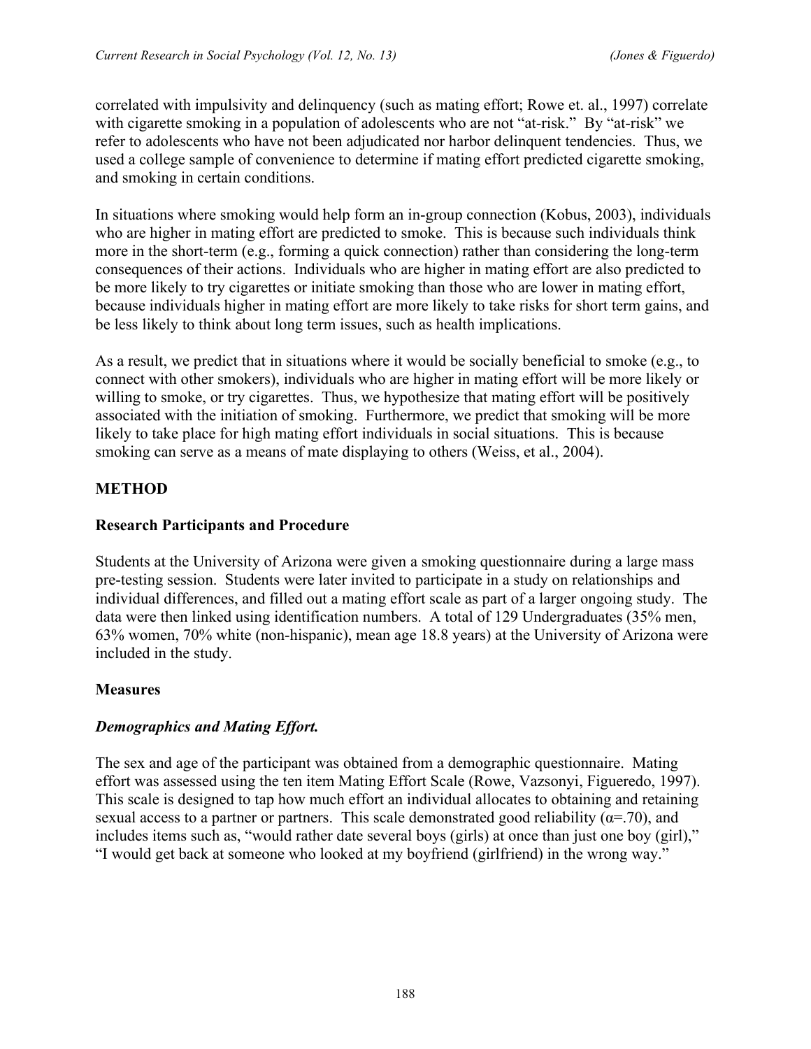correlated with impulsivity and delinquency (such as mating effort; Rowe et. al., 1997) correlate with cigarette smoking in a population of adolescents who are not "at-risk." By "at-risk" we refer to adolescents who have not been adjudicated nor harbor delinquent tendencies. Thus, we used a college sample of convenience to determine if mating effort predicted cigarette smoking, and smoking in certain conditions.

In situations where smoking would help form an in-group connection (Kobus, 2003), individuals who are higher in mating effort are predicted to smoke. This is because such individuals think more in the short-term (e.g., forming a quick connection) rather than considering the long-term consequences of their actions. Individuals who are higher in mating effort are also predicted to be more likely to try cigarettes or initiate smoking than those who are lower in mating effort, because individuals higher in mating effort are more likely to take risks for short term gains, and be less likely to think about long term issues, such as health implications.

As a result, we predict that in situations where it would be socially beneficial to smoke (e.g., to connect with other smokers), individuals who are higher in mating effort will be more likely or willing to smoke, or try cigarettes. Thus, we hypothesize that mating effort will be positively associated with the initiation of smoking. Furthermore, we predict that smoking will be more likely to take place for high mating effort individuals in social situations. This is because smoking can serve as a means of mate displaying to others (Weiss, et al., 2004).

## METHOD

### Research Participants and Procedure

Students at the University of Arizona were given a smoking questionnaire during a large mass pre-testing session. Students were later invited to participate in a study on relationships and individual differences, and filled out a mating effort scale as part of a larger ongoing study. The data were then linked using identification numbers. A total of 129 Undergraduates (35% men, 63% women, 70% white (non-hispanic), mean age 18.8 years) at the University of Arizona were included in the study.

### Measures

#### *Demographics and Mating Effort.*

The sex and age of the participant was obtained from a demographic questionnaire. Mating effort was assessed using the ten item Mating Effort Scale (Rowe, Vazsonyi, Figueredo, 1997). This scale is designed to tap how much effort an individual allocates to obtaining and retaining sexual access to a partner or partners. This scale demonstrated good reliability ($\alpha$=.70), and includes items such as, "would rather date several boys (girls) at once than just one boy (girl)," "I would get back at someone who looked at my boyfriend (girlfriend) in the wrong way."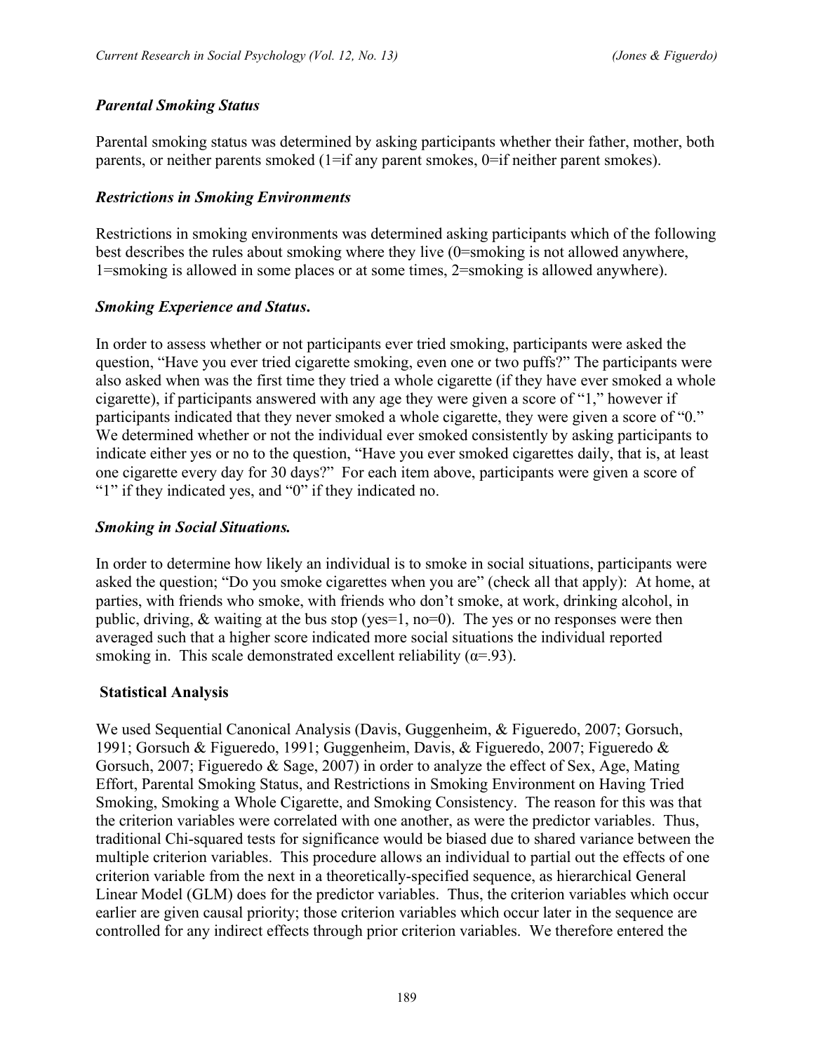### *Parental Smoking Status*

Parental smoking status was determined by asking participants whether their father, mother, both parents, or neither parents smoked (1=if any parent smokes, 0=if neither parent smokes).

### *Restrictions in Smoking Environments*

Restrictions in smoking environments was determined asking participants which of the following best describes the rules about smoking where they live (0=smoking is not allowed anywhere, 1=smoking is allowed in some places or at some times, 2=smoking is allowed anywhere).

### *Smoking Experience and Status.*

In order to assess whether or not participants ever tried smoking, participants were asked the question, "Have you ever tried cigarette smoking, even one or two puffs?" The participants were also asked when was the first time they tried a whole cigarette (if they have ever smoked a whole cigarette), if participants answered with any age they were given a score of "1," however if participants indicated that they never smoked a whole cigarette, they were given a score of "0." We determined whether or not the individual ever smoked consistently by asking participants to indicate either yes or no to the question, "Have you ever smoked cigarettes daily, that is, at least one cigarette every day for 30 days?" For each item above, participants were given a score of "1" if they indicated yes, and "0" if they indicated no.

### *Smoking in Social Situations.*

In order to determine how likely an individual is to smoke in social situations, participants were asked the question; "Do you smoke cigarettes when you are" (check all that apply): At home, at parties, with friends who smoke, with friends who don't smoke, at work, drinking alcohol, in public, driving, & waiting at the bus stop (yes=1, no=0). The yes or no responses were then averaged such that a higher score indicated more social situations the individual reported smoking in. This scale demonstrated excellent reliability ($\alpha$=.93).

## Statistical Analysis

We used Sequential Canonical Analysis (Davis, Guggenheim, & Figueredo, 2007; Gorsuch, 1991; Gorsuch & Figueredo, 1991; Guggenheim, Davis, & Figueredo, 2007; Figueredo & Gorsuch, 2007; Figueredo & Sage, 2007) in order to analyze the effect of Sex, Age, Mating Effort, Parental Smoking Status, and Restrictions in Smoking Environment on Having Tried Smoking, Smoking a Whole Cigarette, and Smoking Consistency. The reason for this was that the criterion variables were correlated with one another, as were the predictor variables. Thus, traditional Chi-squared tests for significance would be biased due to shared variance between the multiple criterion variables. This procedure allows an individual to partial out the effects of one criterion variable from the next in a theoretically-specified sequence, as hierarchical General Linear Model (GLM) does for the predictor variables. Thus, the criterion variables which occur earlier are given causal priority; those criterion variables which occur later in the sequence are controlled for any indirect effects through prior criterion variables. We therefore entered the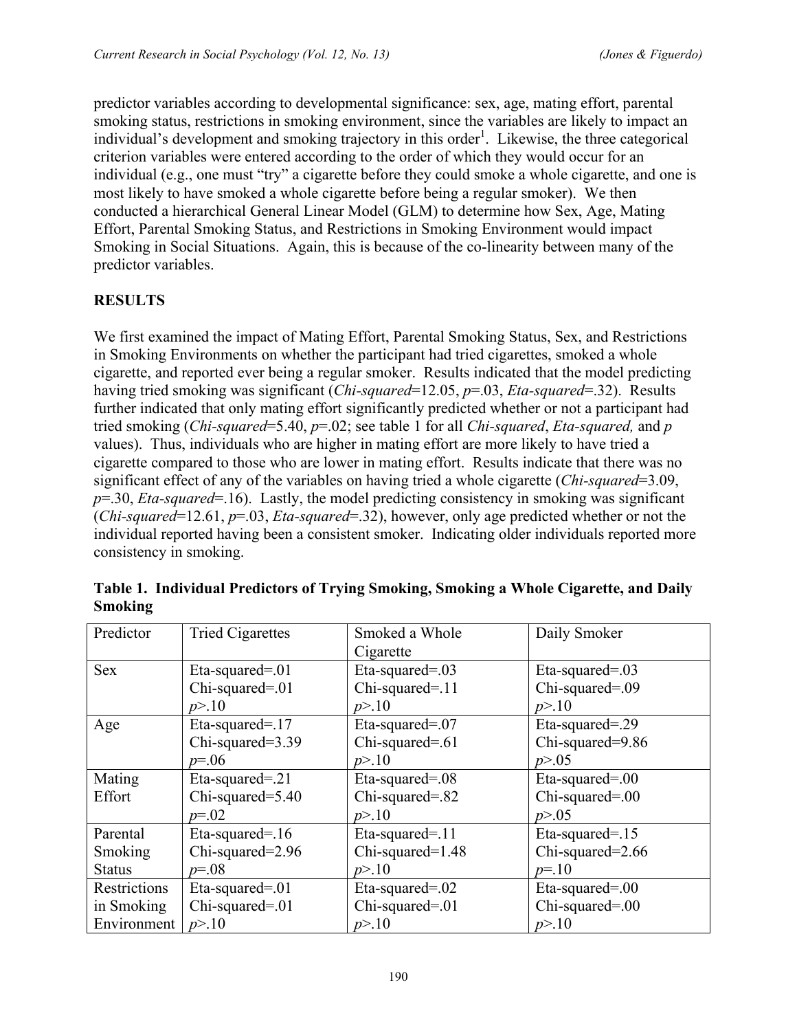predictor variables according to developmental significance: sex, age, mating effort, parental smoking status, restrictions in smoking environment, since the variables are likely to impact an individual's development and smoking trajectory in this order[1]. Likewise, the three categorical criterion variables were entered according to the order of which they would occur for an individual (e.g., one must "try" a cigarette before they could smoke a whole cigarette, and one is most likely to have smoked a whole cigarette before being a regular smoker). We then conducted a hierarchical General Linear Model (GLM) to determine how Sex, Age, Mating Effort, Parental Smoking Status, and Restrictions in Smoking Environment would impact Smoking in Social Situations. Again, this is because of the co-linearity between many of the predictor variables.

## RESULTS

We first examined the impact of Mating Effort, Parental Smoking Status, Sex, and Restrictions in Smoking Environments on whether the participant had tried cigarettes, smoked a whole cigarette, and reported ever being a regular smoker. Results indicated that the model predicting having tried smoking was significant (*Chi-squared*=12.05, *p*=.03, *Eta-squared*=.32). Results further indicated that only mating effort significantly predicted whether or not a participant had tried smoking (*Chi-squared*=5.40, *p*=.02; see table 1 for all *Chi-squared*, *Eta-squared,* and *p* values). Thus, individuals who are higher in mating effort are more likely to have tried a cigarette compared to those who are lower in mating effort. Results indicate that there was no significant effect of any of the variables on having tried a whole cigarette (*Chi-squared*=3.09, *p*=.30, *Eta-squared*=.16). Lastly, the model predicting consistency in smoking was significant (*Chi-squared*=12.61, *p*=.03, *Eta-squared*=.32), however, only age predicted whether or not the individual reported having been a consistent smoker. Indicating older individuals reported more consistency in smoking.

**Table 1. Individual Predictors of Trying Smoking, Smoking a Whole Cigarette, and Daily Smoking**

| Predictor | Tried Cigarettes | Smoked a Whole Cigarette | Daily Smoker |
|---|---|---|---|
| Sex | Eta-squared=.01<br>Chi-squared=.01<br>*p*>.10 | Eta-squared=.03<br>Chi-squared=.11<br>*p*>.10 | Eta-squared=.03<br>Chi-squared=.09<br>*p*>.10 |
| Age | Eta-squared=.17<br>Chi-squared=3.39<br>*p*=.06 | Eta-squared=.07<br>Chi-squared=.61<br>*p*>.10 | Eta-squared=.29<br>Chi-squared=9.86<br>*p*>.05 |
| Mating Effort | Eta-squared=.21<br>Chi-squared=5.40<br>*p*=.02 | Eta-squared=.08<br>Chi-squared=.82<br>*p*>.10 | Eta-squared=.00<br>Chi-squared=.00<br>*p*>.05 |
| Parental Smoking Status | Eta-squared=.16<br>Chi-squared=2.96<br>*p*=.08 | Eta-squared=.11<br>Chi-squared=1.48<br>*p*>.10 | Eta-squared=.15<br>Chi-squared=2.66<br>*p*=.10 |
| Restrictions in Smoking Environment | Eta-squared=.01<br>Chi-squared=.01<br>*p*>.10 | Eta-squared=.02<br>Chi-squared=.01<br>*p*>.10 | Eta-squared=.00<br>Chi-squared=.00<br>*p*>.10 |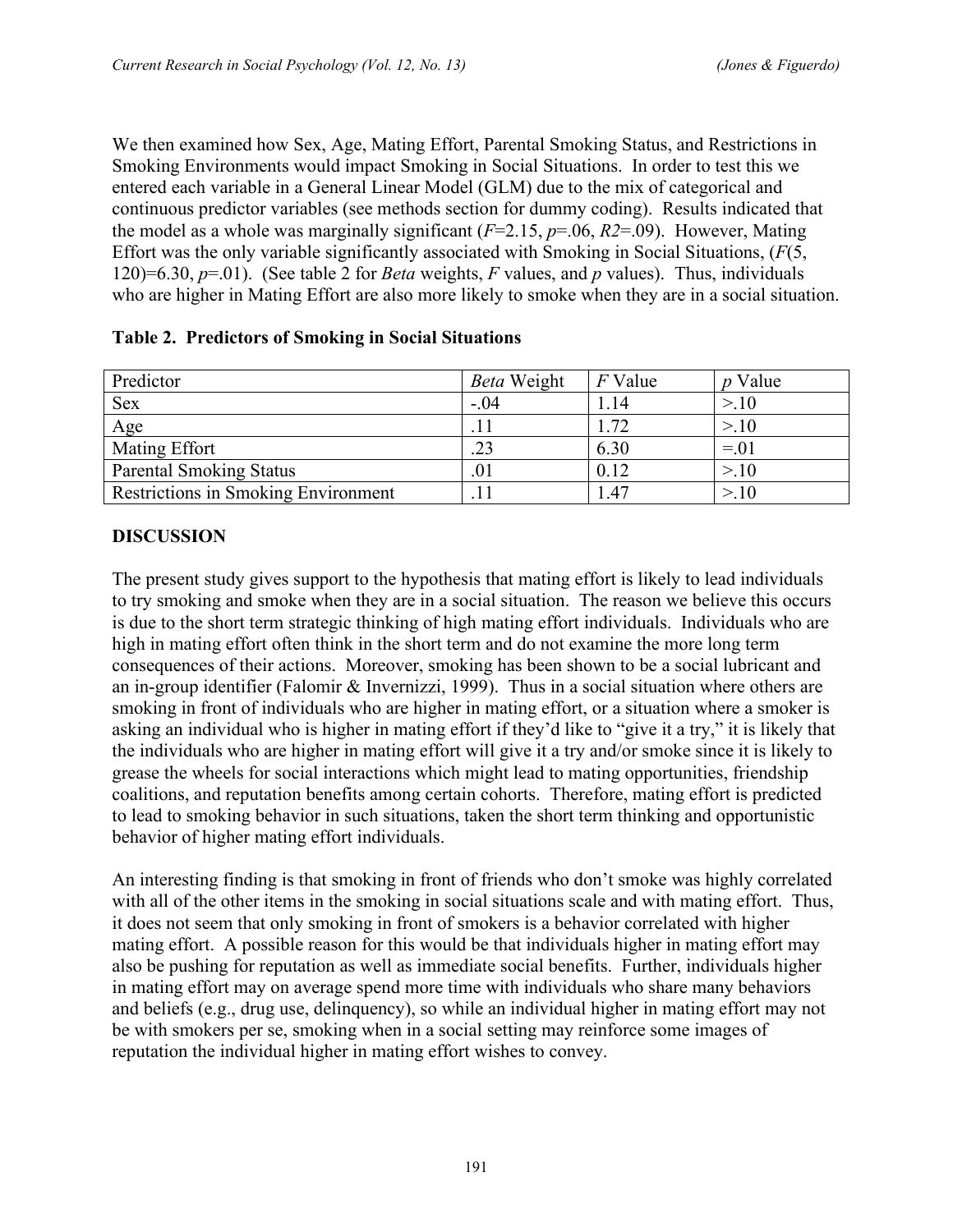We then examined how Sex, Age, Mating Effort, Parental Smoking Status, and Restrictions in Smoking Environments would impact Smoking in Social Situations. In order to test this we entered each variable in a General Linear Model (GLM) due to the mix of categorical and continuous predictor variables (see methods section for dummy coding). Results indicated that the model as a whole was marginally significant ($F$=2.15, $p$=.06, $R2$=.09). However, Mating Effort was the only variable significantly associated with Smoking in Social Situations, ($F$(5, 120)=6.30, $p$=.01). (See table 2 for *Beta* weights, $F$ values, and $p$ values). Thus, individuals who are higher in Mating Effort are also more likely to smoke when they are in a social situation.

**Table 2. Predictors of Smoking in Social Situations**

| Predictor | *Beta* Weight | $F$ Value | $p$ Value |
|---|---|---|---|
| Sex | -.04 | 1.14 | >.10 |
| Age | .11 | 1.72 | >.10 |
| Mating Effort | .23 | 6.30 | =.01 |
| Parental Smoking Status | .01 | 0.12 | >.10 |
| Restrictions in Smoking Environment | .11 | 1.47 | >.10 |

## DISCUSSION

The present study gives support to the hypothesis that mating effort is likely to lead individuals to try smoking and smoke when they are in a social situation. The reason we believe this occurs is due to the short term strategic thinking of high mating effort individuals. Individuals who are high in mating effort often think in the short term and do not examine the more long term consequences of their actions. Moreover, smoking has been shown to be a social lubricant and an in-group identifier (Falomir & Invernizzi, 1999). Thus in a social situation where others are smoking in front of individuals who are higher in mating effort, or a situation where a smoker is asking an individual who is higher in mating effort if they'd like to "give it a try," it is likely that the individuals who are higher in mating effort will give it a try and/or smoke since it is likely to grease the wheels for social interactions which might lead to mating opportunities, friendship coalitions, and reputation benefits among certain cohorts. Therefore, mating effort is predicted to lead to smoking behavior in such situations, taken the short term thinking and opportunistic behavior of higher mating effort individuals.

An interesting finding is that smoking in front of friends who don't smoke was highly correlated with all of the other items in the smoking in social situations scale and with mating effort. Thus, it does not seem that only smoking in front of smokers is a behavior correlated with higher mating effort. A possible reason for this would be that individuals higher in mating effort may also be pushing for reputation as well as immediate social benefits. Further, individuals higher in mating effort may on average spend more time with individuals who share many behaviors and beliefs (e.g., drug use, delinquency), so while an individual higher in mating effort may not be with smokers per se, smoking when in a social setting may reinforce some images of reputation the individual higher in mating effort wishes to convey.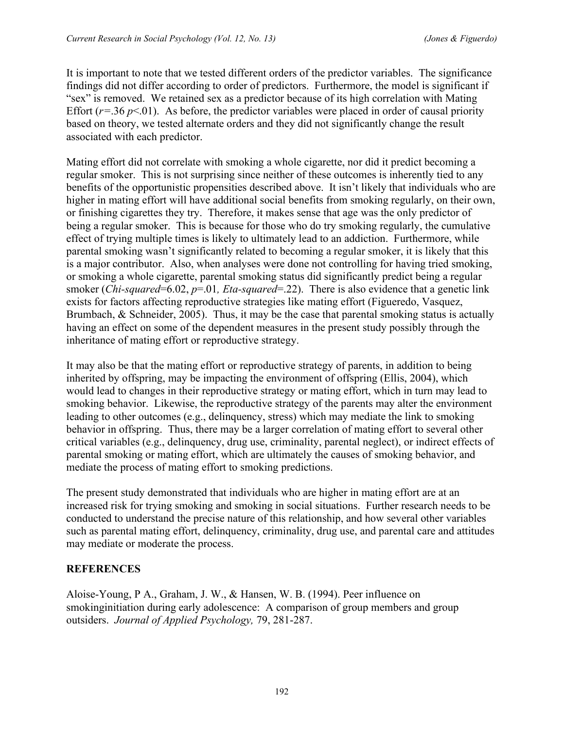It is important to note that we tested different orders of the predictor variables. The significance findings did not differ according to order of predictors. Furthermore, the model is significant if "sex" is removed. We retained sex as a predictor because of its high correlation with Mating Effort ($r$=.36 $p$<.01). As before, the predictor variables were placed in order of causal priority based on theory, we tested alternate orders and they did not significantly change the result associated with each predictor.

Mating effort did not correlate with smoking a whole cigarette, nor did it predict becoming a regular smoker. This is not surprising since neither of these outcomes is inherently tied to any benefits of the opportunistic propensities described above. It isn't likely that individuals who are higher in mating effort will have additional social benefits from smoking regularly, on their own, or finishing cigarettes they try. Therefore, it makes sense that age was the only predictor of being a regular smoker. This is because for those who do try smoking regularly, the cumulative effect of trying multiple times is likely to ultimately lead to an addiction. Furthermore, while parental smoking wasn't significantly related to becoming a regular smoker, it is likely that this is a major contributor. Also, when analyses were done not controlling for having tried smoking, or smoking a whole cigarette, parental smoking status did significantly predict being a regular smoker (*Chi-squared*=6.02, $p$=.01*, Eta-squared*=.22). There is also evidence that a genetic link exists for factors affecting reproductive strategies like mating effort (Figueredo, Vasquez, Brumbach, & Schneider, 2005). Thus, it may be the case that parental smoking status is actually having an effect on some of the dependent measures in the present study possibly through the inheritance of mating effort or reproductive strategy.

It may also be that the mating effort or reproductive strategy of parents, in addition to being inherited by offspring, may be impacting the environment of offspring (Ellis, 2004), which would lead to changes in their reproductive strategy or mating effort, which in turn may lead to smoking behavior. Likewise, the reproductive strategy of the parents may alter the environment leading to other outcomes (e.g., delinquency, stress) which may mediate the link to smoking behavior in offspring. Thus, there may be a larger correlation of mating effort to several other critical variables (e.g., delinquency, drug use, criminality, parental neglect), or indirect effects of parental smoking or mating effort, which are ultimately the causes of smoking behavior, and mediate the process of mating effort to smoking predictions.

The present study demonstrated that individuals who are higher in mating effort are at an increased risk for trying smoking and smoking in social situations. Further research needs to be conducted to understand the precise nature of this relationship, and how several other variables such as parental mating effort, delinquency, criminality, drug use, and parental care and attitudes may mediate or moderate the process.

## REFERENCES

Aloise-Young, P A., Graham, J. W., & Hansen, W. B. (1994). Peer influence on smokinginitiation during early adolescence: A comparison of group members and group outsiders. *Journal of Applied Psychology,* 79, 281-287.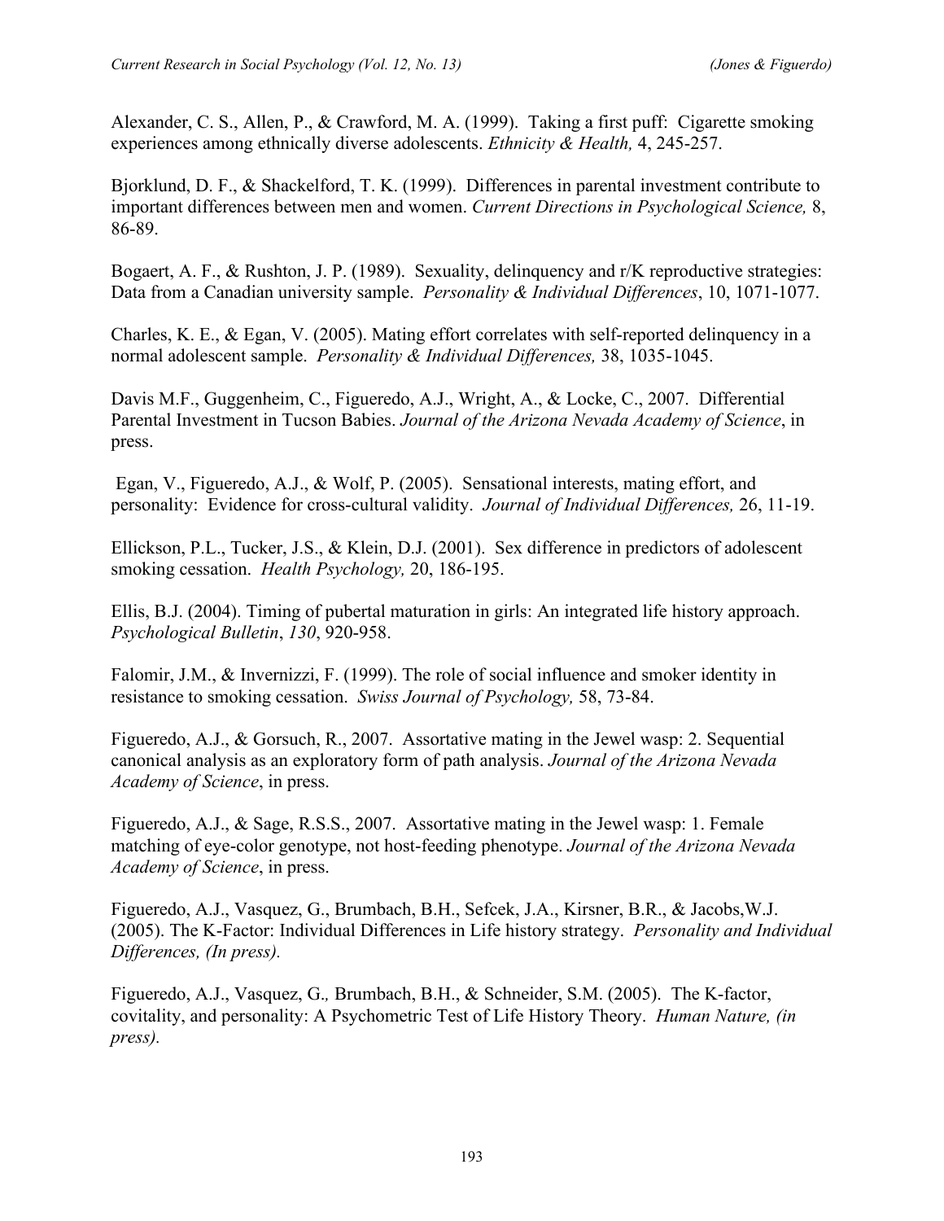Alexander, C. S., Allen, P., & Crawford, M. A. (1999). Taking a first puff: Cigarette smoking experiences among ethnically diverse adolescents. *Ethnicity & Health,* 4, 245-257.

Bjorklund, D. F., & Shackelford, T. K. (1999). Differences in parental investment contribute to important differences between men and women. *Current Directions in Psychological Science,* 8, 86-89.

Bogaert, A. F., & Rushton, J. P. (1989). Sexuality, delinquency and r/K reproductive strategies: Data from a Canadian university sample. *Personality & Individual Differences*, 10, 1071-1077.

Charles, K. E., & Egan, V. (2005). Mating effort correlates with self-reported delinquency in a normal adolescent sample. *Personality & Individual Differences,* 38, 1035-1045.

Davis M.F., Guggenheim, C., Figueredo, A.J., Wright, A., & Locke, C., 2007. Differential Parental Investment in Tucson Babies. *Journal of the Arizona Nevada Academy of Science*, in press.

Egan, V., Figueredo, A.J., & Wolf, P. (2005). Sensational interests, mating effort, and personality: Evidence for cross-cultural validity. *Journal of Individual Differences,* 26, 11-19.

Ellickson, P.L., Tucker, J.S., & Klein, D.J. (2001). Sex difference in predictors of adolescent smoking cessation. *Health Psychology,* 20, 186-195.

Ellis, B.J. (2004). Timing of pubertal maturation in girls: An integrated life history approach. *Psychological Bulletin*, *130*, 920-958.

Falomir, J.M., & Invernizzi, F. (1999). The role of social influence and smoker identity in resistance to smoking cessation. *Swiss Journal of Psychology,* 58, 73-84.

Figueredo, A.J., & Gorsuch, R., 2007. Assortative mating in the Jewel wasp: 2. Sequential canonical analysis as an exploratory form of path analysis. *Journal of the Arizona Nevada Academy of Science*, in press.

Figueredo, A.J., & Sage, R.S.S., 2007. Assortative mating in the Jewel wasp: 1. Female matching of eye-color genotype, not host-feeding phenotype. *Journal of the Arizona Nevada Academy of Science*, in press.

Figueredo, A.J., Vasquez, G., Brumbach, B.H., Sefcek, J.A., Kirsner, B.R., & Jacobs,W.J. (2005). The K-Factor: Individual Differences in Life history strategy. *Personality and Individual Differences, (In press).*

Figueredo, A.J., Vasquez, G., Brumbach, B.H., & Schneider, S.M. (2005). The K-factor, covitality, and personality: A Psychometric Test of Life History Theory. *Human Nature, (in press).*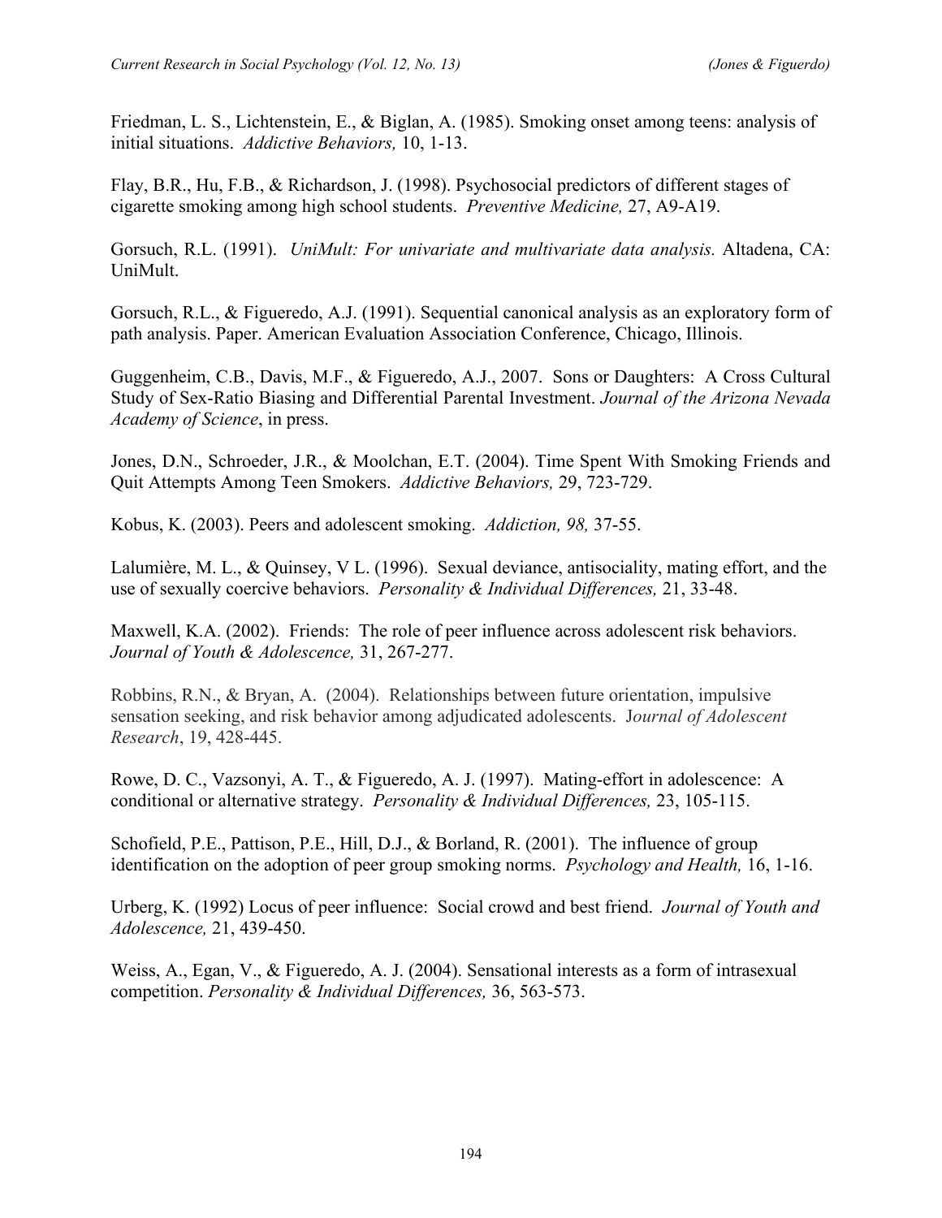Friedman, L. S., Lichtenstein, E., & Biglan, A. (1985). Smoking onset among teens: analysis of initial situations. *Addictive Behaviors,* 10, 1-13.

Flay, B.R., Hu, F.B., & Richardson, J. (1998). Psychosocial predictors of different stages of cigarette smoking among high school students. *Preventive Medicine,* 27, A9-A19.

Gorsuch, R.L. (1991). *UniMult: For univariate and multivariate data analysis.* Altadena, CA: UniMult.

Gorsuch, R.L., & Figueredo, A.J. (1991). Sequential canonical analysis as an exploratory form of path analysis. Paper. American Evaluation Association Conference, Chicago, Illinois.

Guggenheim, C.B., Davis, M.F., & Figueredo, A.J., 2007. Sons or Daughters: A Cross Cultural Study of Sex-Ratio Biasing and Differential Parental Investment. *Journal of the Arizona Nevada Academy of Science*, in press.

Jones, D.N., Schroeder, J.R., & Moolchan, E.T. (2004). Time Spent With Smoking Friends and Quit Attempts Among Teen Smokers. *Addictive Behaviors,* 29, 723-729.

Kobus, K. (2003). Peers and adolescent smoking. *Addiction, 98,* 37-55.

Lalumière, M. L., & Quinsey, V L. (1996). Sexual deviance, antisociality, mating effort, and the use of sexually coercive behaviors. *Personality & Individual Differences,* 21, 33-48.

Maxwell, K.A. (2002). Friends: The role of peer influence across adolescent risk behaviors. *Journal of Youth & Adolescence,* 31, 267-277.

Robbins, R.N., & Bryan, A. (2004). Relationships between future orientation, impulsive sensation seeking, and risk behavior among adjudicated adolescents. J*ournal of Adolescent Research*, 19, 428-445.

Rowe, D. C., Vazsonyi, A. T., & Figueredo, A. J. (1997). Mating-effort in adolescence: A conditional or alternative strategy. *Personality & Individual Differences,* 23, 105-115.

Schofield, P.E., Pattison, P.E., Hill, D.J., & Borland, R. (2001). The influence of group identification on the adoption of peer group smoking norms. *Psychology and Health,* 16, 1-16.

Urberg, K. (1992) Locus of peer influence: Social crowd and best friend. *Journal of Youth and Adolescence,* 21, 439-450.

Weiss, A., Egan, V., & Figueredo, A. J. (2004). Sensational interests as a form of intrasexual competition. *Personality & Individual Differences,* 36, 563-573.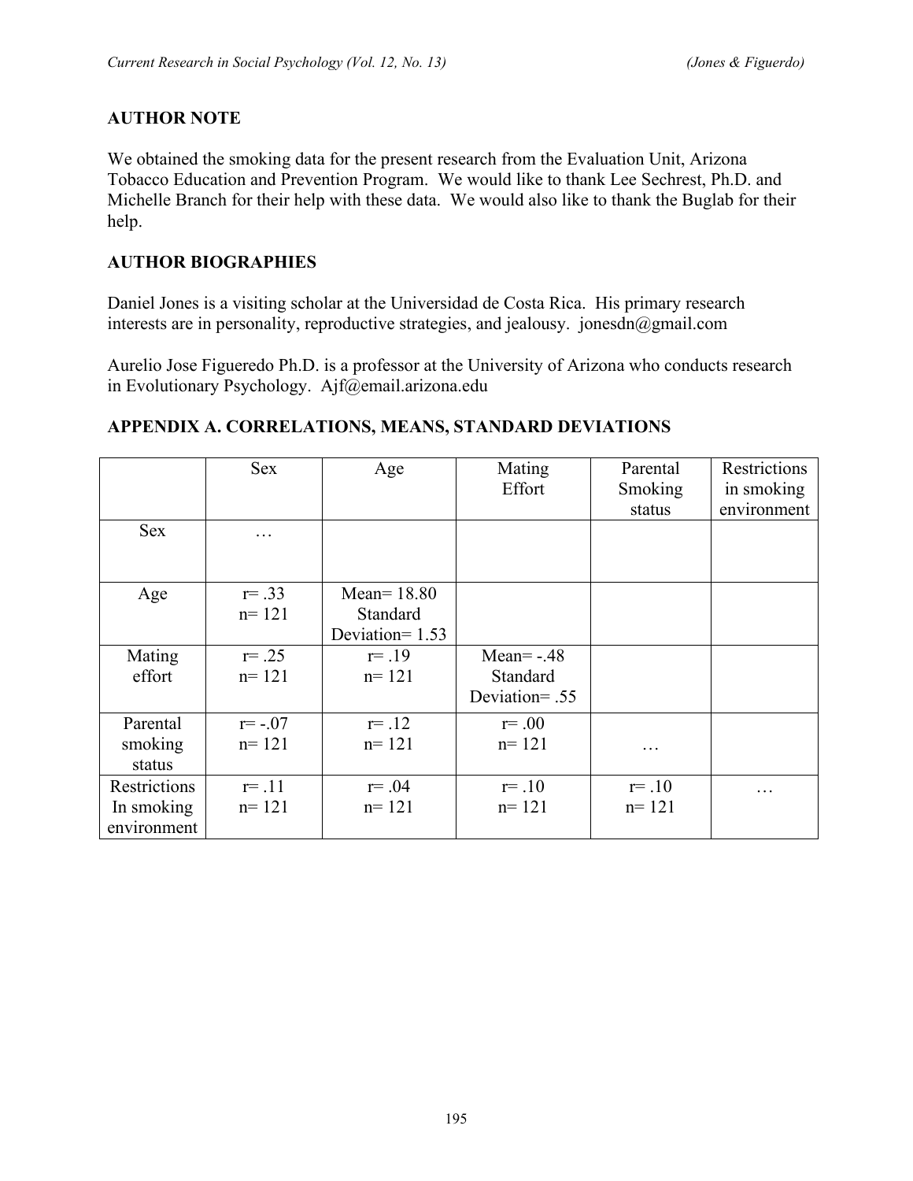## AUTHOR NOTE

We obtained the smoking data for the present research from the Evaluation Unit, Arizona Tobacco Education and Prevention Program. We would like to thank Lee Sechrest, Ph.D. and Michelle Branch for their help with these data. We would also like to thank the Buglab for their help.

## AUTHOR BIOGRAPHIES

Daniel Jones is a visiting scholar at the Universidad de Costa Rica. His primary research interests are in personality, reproductive strategies, and jealousy. jonesdn@gmail.com

Aurelio Jose Figueredo Ph.D. is a professor at the University of Arizona who conducts research in Evolutionary Psychology. Ajf@email.arizona.edu

## APPENDIX A. CORRELATIONS, MEANS, STANDARD DEVIATIONS

| | Sex | Age | Mating Effort | Parental Smoking status | Restrictions in smoking environment |
|---|---|---|---|---|---|
| Sex | … | | | | |
| Age | r= .33 n= 121 | Mean= 18.80 Standard Deviation= 1.53 | | | |
| Mating effort | r= .25 n= 121 | r= .19 n= 121 | Mean= -.48 Standard Deviation= .55 | | |
| Parental smoking status | r= -.07 n= 121 | r= .12 n= 121 | r= .00 n= 121 | … | |
| Restrictions In smoking environment | r= .11 n= 121 | r= .04 n= 121 | r= .10 n= 121 | r= .10 n= 121 | … |